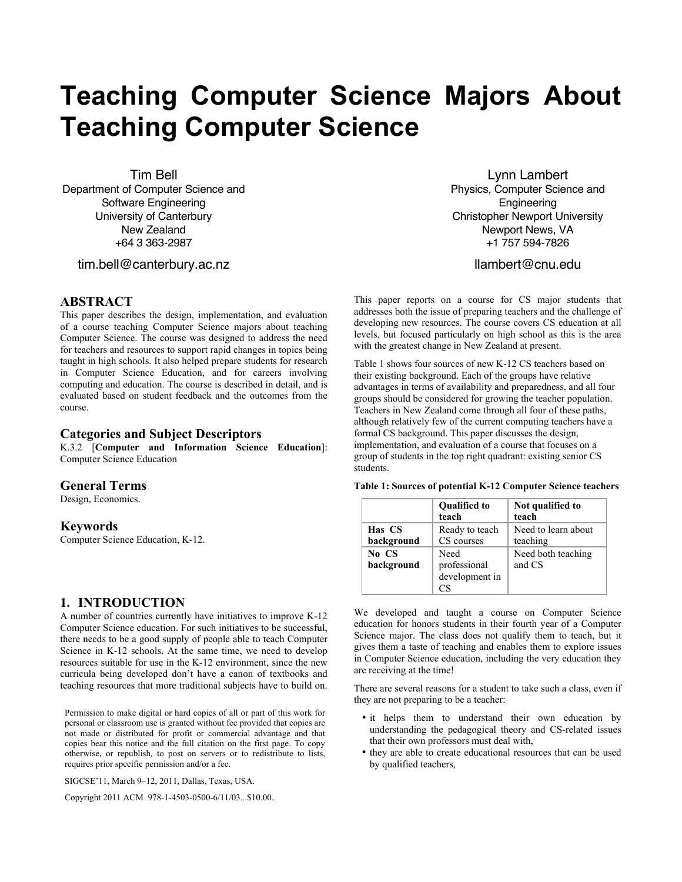# Teaching Computer Science Majors About Teaching Computer Science

Tim Bell
Department of Computer Science and Software Engineering
University of Canterbury
New Zealand
+64 3 363-2987
tim.bell@canterbury.ac.nz

Lynn Lambert
Physics, Computer Science and Engineering
Christopher Newport University
Newport News, VA
+1 757 594-7826
llambert@cnu.edu

## ABSTRACT

This paper describes the design, implementation, and evaluation of a course teaching Computer Science majors about teaching Computer Science. The course was designed to address the need for teachers and resources to support rapid changes in topics being taught in high schools. It also helped prepare students for research in Computer Science Education, and for careers involving computing and education. The course is described in detail, and is evaluated based on student feedback and the outcomes from the course.

### Categories and Subject Descriptors

K.3.2 [**Computer and Information Science Education**]: Computer Science Education

### General Terms

Design, Economics.

### Keywords

Computer Science Education, K-12.

## 1. INTRODUCTION

A number of countries currently have initiatives to improve K-12 Computer Science education. For such initiatives to be successful, there needs to be a good supply of people able to teach Computer Science in K-12 schools. At the same time, we need to develop resources suitable for use in the K-12 environment, since the new curricula being developed don't have a canon of textbooks and teaching resources that more traditional subjects have to build on.

Permission to make digital or hard copies of all or part of this work for personal or classroom use is granted without fee provided that copies are not made or distributed for profit or commercial advantage and that copies bear this notice and the full citation on the first page. To copy otherwise, or republish, to post on servers or to redistribute to lists, requires prior specific permission and/or a fee.

SIGCSE'11, March 9–12, 2011, Dallas, Texas, USA.

Copyright 2011 ACM 978-1-4503-0500-6/11/03...$10.00..

This paper reports on a course for CS major students that addresses both the issue of preparing teachers and the challenge of developing new resources. The course covers CS education at all levels, but focused particularly on high school as this is the area with the greatest change in New Zealand at present.

Table 1 shows four sources of new K-12 CS teachers based on their existing background. Each of the groups have relative advantages in terms of availability and preparedness, and all four groups should be considered for growing the teacher population. Teachers in New Zealand come through all four of these paths, although relatively few of the current computing teachers have a formal CS background. This paper discusses the design, implementation, and evaluation of a course that focuses on a group of students in the top right quadrant: existing senior CS students.

**Table 1: Sources of potential K-12 Computer Science teachers**

| | **Qualified to teach** | **Not qualified to teach** |
|---|---|---|
| **Has CS background** | Ready to teach CS courses | Need to learn about teaching |
| **No CS background** | Need professional development in CS | Need both teaching and CS |

We developed and taught a course on Computer Science education for honors students in their fourth year of a Computer Science major. The class does not qualify them to teach, but it gives them a taste of teaching and enables them to explore issues in Computer Science education, including the very education they are receiving at the time!

There are several reasons for a student to take such a class, even if they are not preparing to be a teacher:

- it helps them to understand their own education by understanding the pedagogical theory and CS-related issues that their own professors must deal with,
- they are able to create educational resources that can be used by qualified teachers,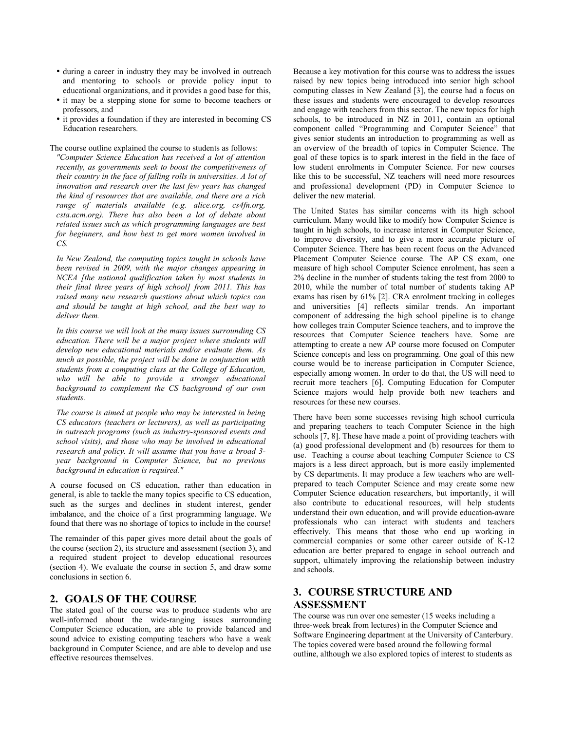- during a career in industry they may be involved in outreach and mentoring to schools or provide policy input to educational organizations, and it provides a good base for this,
- it may be a stepping stone for some to become teachers or professors, and
- it provides a foundation if they are interested in becoming CS Education researchers.

The course outline explained the course to students as follows:

*"Computer Science Education has received a lot of attention recently, as governments seek to boost the competitiveness of their country in the face of falling rolls in universities. A lot of innovation and research over the last few years has changed the kind of resources that are available, and there are a rich range of materials available (e.g. alice.org, cs4fn.org, csta.acm.org). There has also been a lot of debate about related issues such as which programming languages are best for beginners, and how best to get more women involved in CS.*

*In New Zealand, the computing topics taught in schools have been revised in 2009, with the major changes appearing in NCEA [the national qualification taken by most students in their final three years of high school] from 2011. This has raised many new research questions about which topics can and should be taught at high school, and the best way to deliver them.*

*In this course we will look at the many issues surrounding CS education. There will be a major project where students will develop new educational materials and/or evaluate them. As much as possible, the project will be done in conjunction with students from a computing class at the College of Education, who will be able to provide a stronger educational background to complement the CS background of our own students.*

*The course is aimed at people who may be interested in being CS educators (teachers or lecturers), as well as participating in outreach programs (such as industry-sponsored events and school visits), and those who may be involved in educational research and policy. It will assume that you have a broad 3-year background in Computer Science, but no previous background in education is required."*

A course focused on CS education, rather than education in general, is able to tackle the many topics specific to CS education, such as the surges and declines in student interest, gender imbalance, and the choice of a first programming language. We found that there was no shortage of topics to include in the course!

The remainder of this paper gives more detail about the goals of the course (section 2), its structure and assessment (section 3), and a required student project to develop educational resources (section 4). We evaluate the course in section 5, and draw some conclusions in section 6.

## 2. GOALS OF THE COURSE

The stated goal of the course was to produce students who are well-informed about the wide-ranging issues surrounding Computer Science education, are able to provide balanced and sound advice to existing computing teachers who have a weak background in Computer Science, and are able to develop and use effective resources themselves.

Because a key motivation for this course was to address the issues raised by new topics being introduced into senior high school computing classes in New Zealand [3], the course had a focus on these issues and students were encouraged to develop resources and engage with teachers from this sector. The new topics for high schools, to be introduced in NZ in 2011, contain an optional component called "Programming and Computer Science" that gives senior students an introduction to programming as well as an overview of the breadth of topics in Computer Science. The goal of these topics is to spark interest in the field in the face of low student enrolments in Computer Science. For new courses like this to be successful, NZ teachers will need more resources and professional development (PD) in Computer Science to deliver the new material.

The United States has similar concerns with its high school curriculum. Many would like to modify how Computer Science is taught in high schools, to increase interest in Computer Science, to improve diversity, and to give a more accurate picture of Computer Science. There has been recent focus on the Advanced Placement Computer Science course. The AP CS exam, one measure of high school Computer Science enrolment, has seen a 2% decline in the number of students taking the test from 2000 to 2010, while the number of total number of students taking AP exams has risen by 61% [2]. CRA enrolment tracking in colleges and universities [4] reflects similar trends. An important component of addressing the high school pipeline is to change how colleges train Computer Science teachers, and to improve the resources that Computer Science teachers have. Some are attempting to create a new AP course more focused on Computer Science concepts and less on programming. One goal of this new course would be to increase participation in Computer Science, especially among women. In order to do that, the US will need to recruit more teachers [6]. Computing Education for Computer Science majors would help provide both new teachers and resources for these new courses.

There have been some successes revising high school curricula and preparing teachers to teach Computer Science in the high schools [7, 8]. These have made a point of providing teachers with (a) good professional development and (b) resources for them to use. Teaching a course about teaching Computer Science to CS majors is a less direct approach, but is more easily implemented by CS departments. It may produce a few teachers who are well-prepared to teach Computer Science and may create some new Computer Science education researchers, but importantly, it will also contribute to educational resources, will help students understand their own education, and will provide education-aware professionals who can interact with students and teachers effectively. This means that those who end up working in commercial companies or some other career outside of K-12 education are better prepared to engage in school outreach and support, ultimately improving the relationship between industry and schools.

## 3. COURSE STRUCTURE AND ASSESSMENT

The course was run over one semester (15 weeks including a three-week break from lectures) in the Computer Science and Software Engineering department at the University of Canterbury. The topics covered were based around the following formal outline, although we also explored topics of interest to students as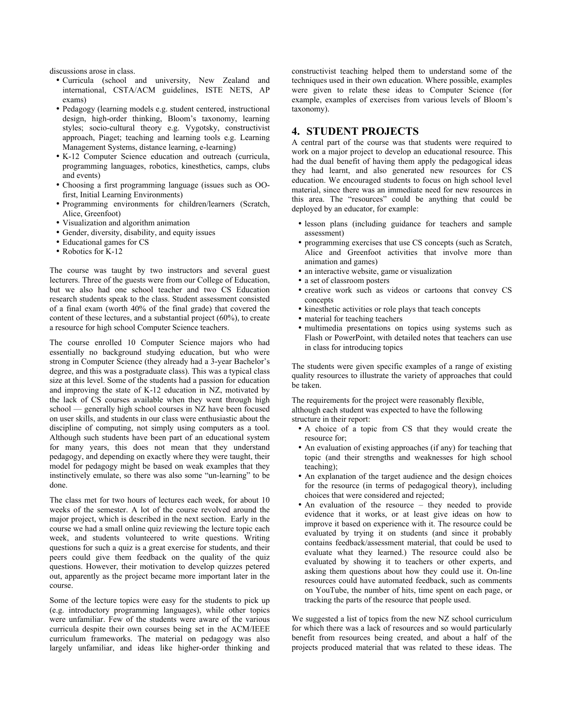discussions arose in class.

- Curricula (school and university, New Zealand and international, CSTA/ACM guidelines, ISTE NETS, AP exams)
- Pedagogy (learning models e.g. student centered, instructional design, high-order thinking, Bloom's taxonomy, learning styles; socio-cultural theory e.g. Vygotsky, constructivist approach, Piaget; teaching and learning tools e.g. Learning Management Systems, distance learning, e-learning)
- K-12 Computer Science education and outreach (curricula, programming languages, robotics, kinesthetics, camps, clubs and events)
- Choosing a first programming language (issues such as OO-first, Initial Learning Environments)
- Programming environments for children/learners (Scratch, Alice, Greenfoot)
- Visualization and algorithm animation
- Gender, diversity, disability, and equity issues
- Educational games for CS
- Robotics for K-12

The course was taught by two instructors and several guest lecturers. Three of the guests were from our College of Education, but we also had one school teacher and two CS Education research students speak to the class. Student assessment consisted of a final exam (worth 40% of the final grade) that covered the content of these lectures, and a substantial project (60%), to create a resource for high school Computer Science teachers.

The course enrolled 10 Computer Science majors who had essentially no background studying education, but who were strong in Computer Science (they already had a 3-year Bachelor's degree, and this was a postgraduate class). This was a typical class size at this level. Some of the students had a passion for education and improving the state of K-12 education in NZ, motivated by the lack of CS courses available when they went through high school — generally high school courses in NZ have been focused on user skills, and students in our class were enthusiastic about the discipline of computing, not simply using computers as a tool. Although such students have been part of an educational system for many years, this does not mean that they understand pedagogy, and depending on exactly where they were taught, their model for pedagogy might be based on weak examples that they instinctively emulate, so there was also some "un-learning" to be done.

The class met for two hours of lectures each week, for about 10 weeks of the semester. A lot of the course revolved around the major project, which is described in the next section. Early in the course we had a small online quiz reviewing the lecture topic each week, and students volunteered to write questions. Writing questions for such a quiz is a great exercise for students, and their peers could give them feedback on the quality of the quiz questions. However, their motivation to develop quizzes petered out, apparently as the project became more important later in the course.

Some of the lecture topics were easy for the students to pick up (e.g. introductory programming languages), while other topics were unfamiliar. Few of the students were aware of the various curricula despite their own courses being set in the ACM/IEEE curriculum frameworks. The material on pedagogy was also largely unfamiliar, and ideas like higher-order thinking and constructivist teaching helped them to understand some of the techniques used in their own education. Where possible, examples were given to relate these ideas to Computer Science (for example, examples of exercises from various levels of Bloom's taxonomy).

## 4. STUDENT PROJECTS

A central part of the course was that students were required to work on a major project to develop an educational resource. This had the dual benefit of having them apply the pedagogical ideas they had learnt, and also generated new resources for CS education. We encouraged students to focus on high school level material, since there was an immediate need for new resources in this area. The "resources" could be anything that could be deployed by an educator, for example:

- lesson plans (including guidance for teachers and sample assessment)
- programming exercises that use CS concepts (such as Scratch, Alice and Greenfoot activities that involve more than animation and games)
- an interactive website, game or visualization
- a set of classroom posters
- creative work such as videos or cartoons that convey CS concepts
- kinesthetic activities or role plays that teach concepts
- material for teaching teachers
- multimedia presentations on topics using systems such as Flash or PowerPoint, with detailed notes that teachers can use in class for introducing topics

The students were given specific examples of a range of existing quality resources to illustrate the variety of approaches that could be taken.

The requirements for the project were reasonably flexible, although each student was expected to have the following structure in their report:

- A choice of a topic from CS that they would create the resource for;
- An evaluation of existing approaches (if any) for teaching that topic (and their strengths and weaknesses for high school teaching);
- An explanation of the target audience and the design choices for the resource (in terms of pedagogical theory), including choices that were considered and rejected;
- An evaluation of the resource – they needed to provide evidence that it works, or at least give ideas on how to improve it based on experience with it. The resource could be evaluated by trying it on students (and since it probably contains feedback/assessment material, that could be used to evaluate what they learned.) The resource could also be evaluated by showing it to teachers or other experts, and asking them questions about how they could use it. On-line resources could have automated feedback, such as comments on YouTube, the number of hits, time spent on each page, or tracking the parts of the resource that people used.

We suggested a list of topics from the new NZ school curriculum for which there was a lack of resources and so would particularly benefit from resources being created, and about a half of the projects produced material that was related to these ideas. The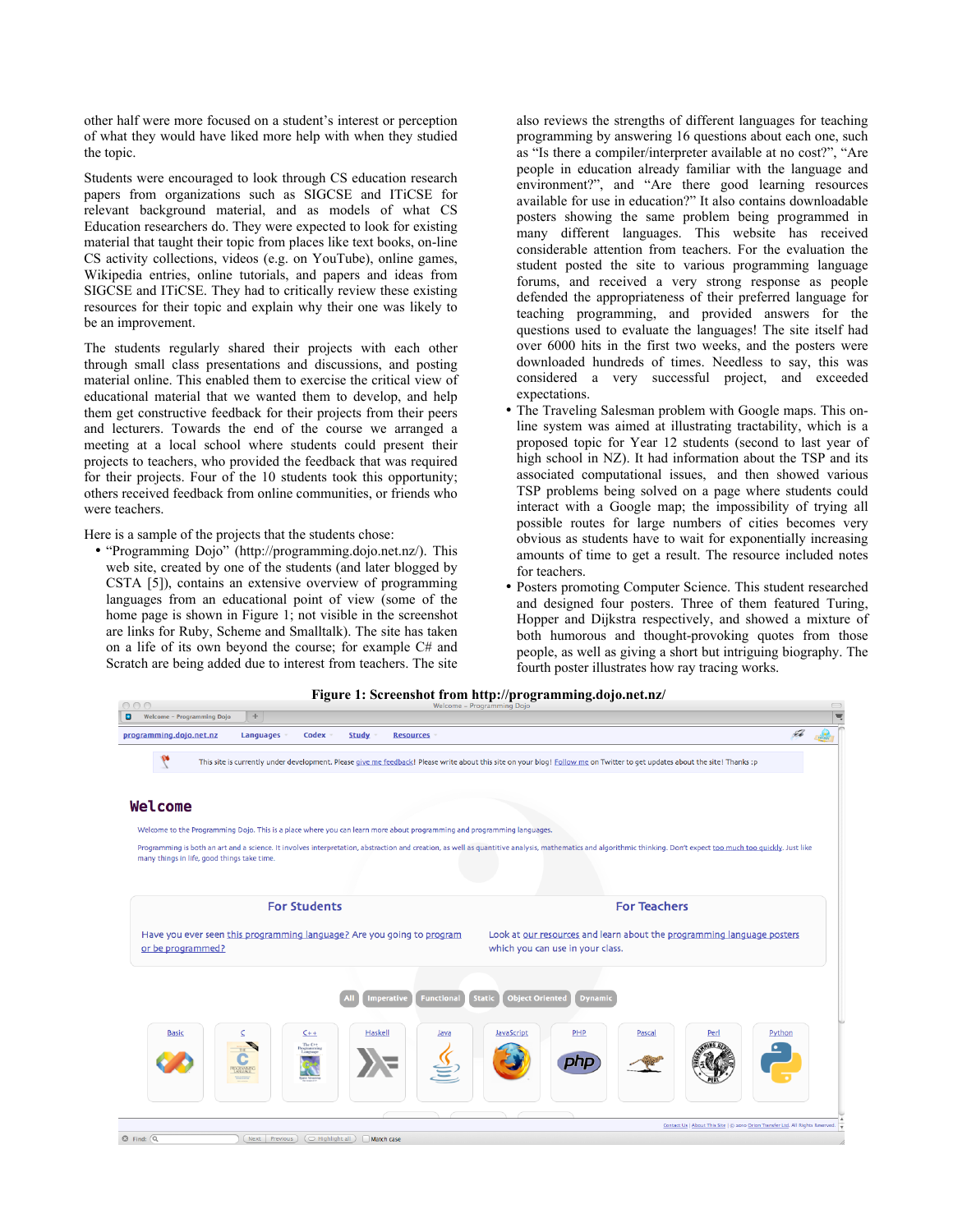other half were more focused on a student's interest or perception of what they would have liked more help with when they studied the topic.

Students were encouraged to look through CS education research papers from organizations such as SIGCSE and ITiCSE for relevant background material, and as models of what CS Education researchers do. They were expected to look for existing material that taught their topic from places like text books, on-line CS activity collections, videos (e.g. on YouTube), online games, Wikipedia entries, online tutorials, and papers and ideas from SIGCSE and ITiCSE. They had to critically review these existing resources for their topic and explain why their one was likely to be an improvement.

The students regularly shared their projects with each other through small class presentations and discussions, and posting material online. This enabled them to exercise the critical view of educational material that we wanted them to develop, and help them get constructive feedback for their projects from their peers and lecturers. Towards the end of the course we arranged a meeting at a local school where students could present their projects to teachers, who provided the feedback that was required for their projects. Four of the 10 students took this opportunity; others received feedback from online communities, or friends who were teachers.

Here is a sample of the projects that the students chose:

- "Programming Dojo" (http://programming.dojo.net.nz/). This web site, created by one of the students (and later blogged by CSTA [5]), contains an extensive overview of programming languages from an educational point of view (some of the home page is shown in Figure 1; not visible in the screenshot are links for Ruby, Scheme and Smalltalk). The site has taken on a life of its own beyond the course; for example C# and Scratch are being added due to interest from teachers. The site also reviews the strengths of different languages for teaching programming by answering 16 questions about each one, such as "Is there a compiler/interpreter available at no cost?", "Are people in education already familiar with the language and environment?", and "Are there good learning resources available for use in education?" It also contains downloadable posters showing the same problem being programmed in many different languages. This website has received considerable attention from teachers. For the evaluation the student posted the site to various programming language forums, and received a very strong response as people defended the appropriateness of their preferred language for teaching programming, and provided answers for the questions used to evaluate the languages! The site itself had over 6000 hits in the first two weeks, and the posters were downloaded hundreds of times. Needless to say, this was considered a very successful project, and exceeded expectations.
- The Traveling Salesman problem with Google maps. This on-line system was aimed at illustrating tractability, which is a proposed topic for Year 12 students (second to last year of high school in NZ). It had information about the TSP and its associated computational issues, and then showed various TSP problems being solved on a page where students could interact with a Google map; the impossibility of trying all possible routes for large numbers of cities becomes very obvious as students have to wait for exponentially increasing amounts of time to get a result. The resource included notes for teachers.
- Posters promoting Computer Science. This student researched and designed four posters. Three of them featured Turing, Hopper and Dijkstra respectively, and showed a mixture of both humorous and thought-provoking quotes from those people, as well as giving a short but intriguing biography. The fourth poster illustrates how ray tracing works.

**Figure 1: Screenshot from http://programming.dojo.net.nz/**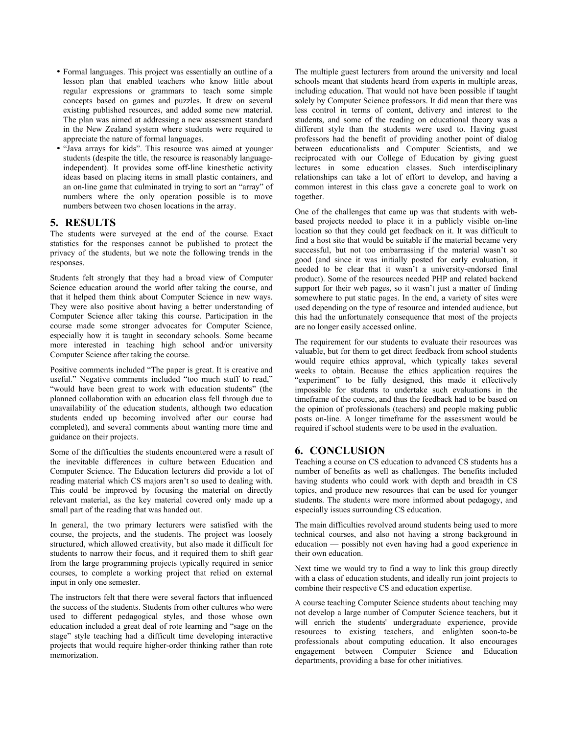- Formal languages. This project was essentially an outline of a lesson plan that enabled teachers who know little about regular expressions or grammars to teach some simple concepts based on games and puzzles. It drew on several existing published resources, and added some new material. The plan was aimed at addressing a new assessment standard in the New Zealand system where students were required to appreciate the nature of formal languages.
- "Java arrays for kids". This resource was aimed at younger students (despite the title, the resource is reasonably language-independent). It provides some off-line kinesthetic activity ideas based on placing items in small plastic containers, and an on-line game that culminated in trying to sort an "array" of numbers where the only operation possible is to move numbers between two chosen locations in the array.

## 5. RESULTS

The students were surveyed at the end of the course. Exact statistics for the responses cannot be published to protect the privacy of the students, but we note the following trends in the responses.

Students felt strongly that they had a broad view of Computer Science education around the world after taking the course, and that it helped them think about Computer Science in new ways. They were also positive about having a better understanding of Computer Science after taking this course. Participation in the course made some stronger advocates for Computer Science, especially how it is taught in secondary schools. Some became more interested in teaching high school and/or university Computer Science after taking the course.

Positive comments included "The paper is great. It is creative and useful." Negative comments included "too much stuff to read," "would have been great to work with education students" (the planned collaboration with an education class fell through due to unavailability of the education students, although two education students ended up becoming involved after our course had completed), and several comments about wanting more time and guidance on their projects.

Some of the difficulties the students encountered were a result of the inevitable differences in culture between Education and Computer Science. The Education lecturers did provide a lot of reading material which CS majors aren't so used to dealing with. This could be improved by focusing the material on directly relevant material, as the key material covered only made up a small part of the reading that was handed out.

In general, the two primary lecturers were satisfied with the course, the projects, and the students. The project was loosely structured, which allowed creativity, but also made it difficult for students to narrow their focus, and it required them to shift gear from the large programming projects typically required in senior courses, to complete a working project that relied on external input in only one semester.

The instructors felt that there were several factors that influenced the success of the students. Students from other cultures who were used to different pedagogical styles, and those whose own education included a great deal of rote learning and "sage on the stage" style teaching had a difficult time developing interactive projects that would require higher-order thinking rather than rote memorization.

The multiple guest lecturers from around the university and local schools meant that students heard from experts in multiple areas, including education. That would not have been possible if taught solely by Computer Science professors. It did mean that there was less control in terms of content, delivery and interest to the students, and some of the reading on educational theory was a different style than the students were used to. Having guest professors had the benefit of providing another point of dialog between educationalists and Computer Scientists, and we reciprocated with our College of Education by giving guest lectures in some education classes. Such interdisciplinary relationships can take a lot of effort to develop, and having a common interest in this class gave a concrete goal to work on together.

One of the challenges that came up was that students with web-based projects needed to place it in a publicly visible on-line location so that they could get feedback on it. It was difficult to find a host site that would be suitable if the material became very successful, but not too embarrassing if the material wasn't so good (and since it was initially posted for early evaluation, it needed to be clear that it wasn't a university-endorsed final product). Some of the resources needed PHP and related backend support for their web pages, so it wasn't just a matter of finding somewhere to put static pages. In the end, a variety of sites were used depending on the type of resource and intended audience, but this had the unfortunately consequence that most of the projects are no longer easily accessed online.

The requirement for our students to evaluate their resources was valuable, but for them to get direct feedback from school students would require ethics approval, which typically takes several weeks to obtain. Because the ethics application requires the "experiment" to be fully designed, this made it effectively impossible for students to undertake such evaluations in the timeframe of the course, and thus the feedback had to be based on the opinion of professionals (teachers) and people making public posts on-line. A longer timeframe for the assessment would be required if school students were to be used in the evaluation.

## 6. CONCLUSION

Teaching a course on CS education to advanced CS students has a number of benefits as well as challenges. The benefits included having students who could work with depth and breadth in CS topics, and produce new resources that can be used for younger students. The students were more informed about pedagogy, and especially issues surrounding CS education.

The main difficulties revolved around students being used to more technical courses, and also not having a strong background in education — possibly not even having had a good experience in their own education.

Next time we would try to find a way to link this group directly with a class of education students, and ideally run joint projects to combine their respective CS and education expertise.

A course teaching Computer Science students about teaching may not develop a large number of Computer Science teachers, but it will enrich the students' undergraduate experience, provide resources to existing teachers, and enlighten soon-to-be professionals about computing education. It also encourages engagement between Computer Science and Education departments, providing a base for other initiatives.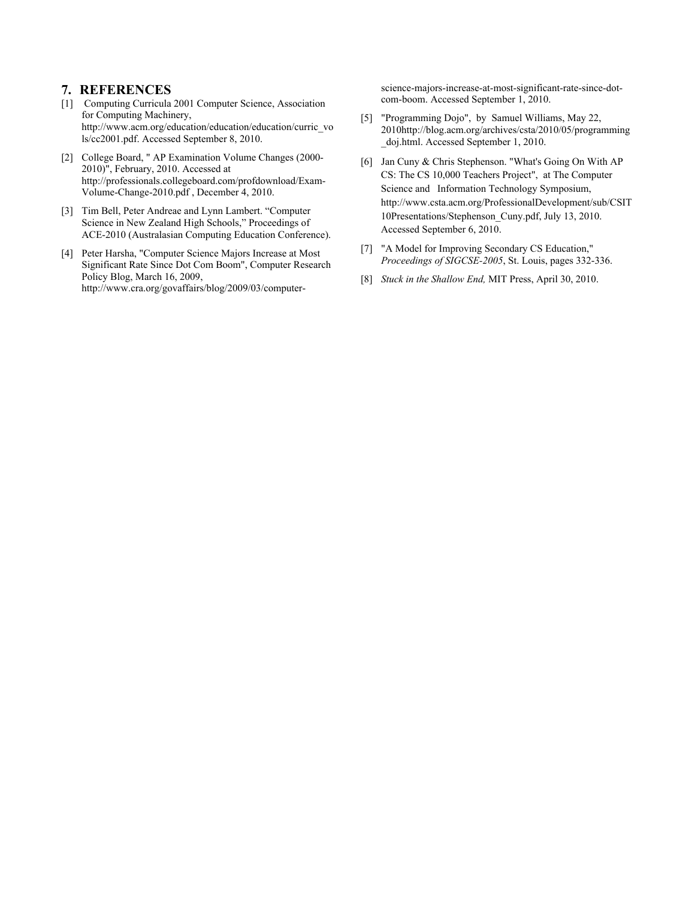## 7. REFERENCES

[1] Computing Curricula 2001 Computer Science, Association for Computing Machinery, http://www.acm.org/education/education/education/curric_vols/cc2001.pdf. Accessed September 8, 2010.

[2] College Board, " AP Examination Volume Changes (2000-2010)", February, 2010. Accessed at http://professionals.collegeboard.com/profdownload/Exam-Volume-Change-2010.pdf , December 4, 2010.

[3] Tim Bell, Peter Andreae and Lynn Lambert. "Computer Science in New Zealand High Schools," Proceedings of ACE-2010 (Australasian Computing Education Conference).

[4] Peter Harsha, "Computer Science Majors Increase at Most Significant Rate Since Dot Com Boom", Computer Research Policy Blog, March 16, 2009, http://www.cra.org/govaffairs/blog/2009/03/computer-science-majors-increase-at-most-significant-rate-since-dot-com-boom. Accessed September 1, 2010.

[5] "Programming Dojo", by Samuel Williams, May 22, 2010http://blog.acm.org/archives/csta/2010/05/programming_doj.html. Accessed September 1, 2010.

[6] Jan Cuny & Chris Stephenson. "What's Going On With AP CS: The CS 10,000 Teachers Project", at The Computer Science and Information Technology Symposium, http://www.csta.acm.org/ProfessionalDevelopment/sub/CSIT10Presentations/Stephenson_Cuny.pdf, July 13, 2010. Accessed September 6, 2010.

[7] "A Model for Improving Secondary CS Education," *Proceedings of SIGCSE-2005*, St. Louis, pages 332-336.

[8] *Stuck in the Shallow End,* MIT Press, April 30, 2010.